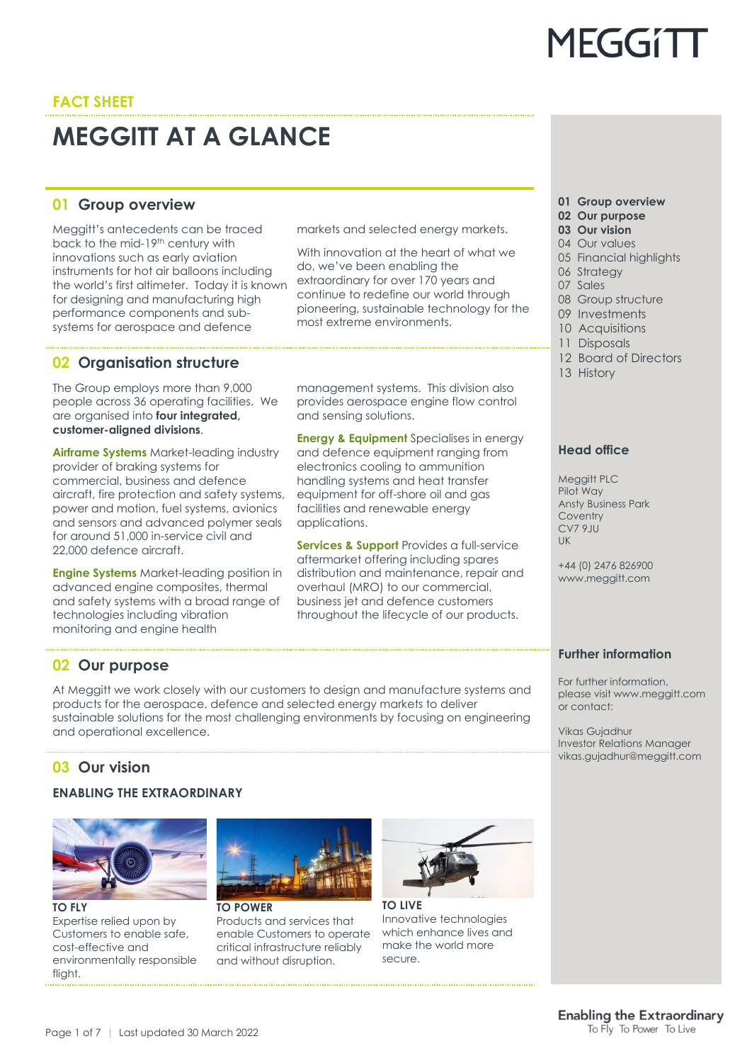# MEGGITT

## FACT SHEET

# MEGGITT AT A GLANCE

## 01 Group overview

Meggitt's antecedents can be traced back to the mid-19th century with innovations such as early aviation instruments for hot air balloons including the world's first altimeter. Today it is known for designing and manufacturing high performance components and sub-systems for aerospace and defence markets and selected energy markets.

With innovation at the heart of what we do, we've been enabling the extraordinary for over 170 years and continue to redefine our world through pioneering, sustainable technology for the most extreme environments.

## 02 Organisation structure

The Group employs more than 9,000 people across 36 operating facilities. We are organised into **four integrated, customer-aligned divisions**.

**Airframe Systems** Market-leading industry provider of braking systems for commercial, business and defence aircraft, fire protection and safety systems, power and motion, fuel systems, avionics and sensors and advanced polymer seals for around 51,000 in-service civil and 22,000 defence aircraft.

**Engine Systems** Market-leading position in advanced engine composites, thermal and safety systems with a broad range of technologies including vibration monitoring and engine health management systems. This division also provides aerospace engine flow control and sensing solutions.

**Energy & Equipment** Specialises in energy and defence equipment ranging from electronics cooling to ammunition handling systems and heat transfer equipment for off-shore oil and gas facilities and renewable energy applications.

**Services & Support** Provides a full-service aftermarket offering including spares distribution and maintenance, repair and overhaul (MRO) to our commercial, business jet and defence customers throughout the lifecycle of our products.

## 02 Our purpose

At Meggitt we work closely with our customers to design and manufacture systems and products for the aerospace, defence and selected energy markets to deliver sustainable solutions for the most challenging environments by focusing on engineering and operational excellence.

## 03 Our vision

### ENABLING THE EXTRAORDINARY

**TO FLY**
Expertise relied upon by Customers to enable safe, cost-effective and environmentally responsible flight.

**TO POWER**
Products and services that enable Customers to operate critical infrastructure reliably and without disruption.

**TO LIVE**
Innovative technologies which enhance lives and make the world more secure.

---

**01 Group overview**
**02 Our purpose**
**03 Our vision**
04 Our values
05 Financial highlights
06 Strategy
07 Sales
08 Group structure
09 Investments
10 Acquisitions
11 Disposals
12 Board of Directors
13 History

### Head office

Meggitt PLC
Pilot Way
Ansty Business Park
Coventry
CV7 9JU
UK

+44 (0) 2476 826900
www.meggitt.com

### Further information

For further information, please visit www.meggitt.com or contact:

Vikas Gujadhur
Investor Relations Manager
vikas.gujadhur@meggitt.com

Last updated 30 March 2022

**Enabling the Extraordinary**
To Fly To Power To Live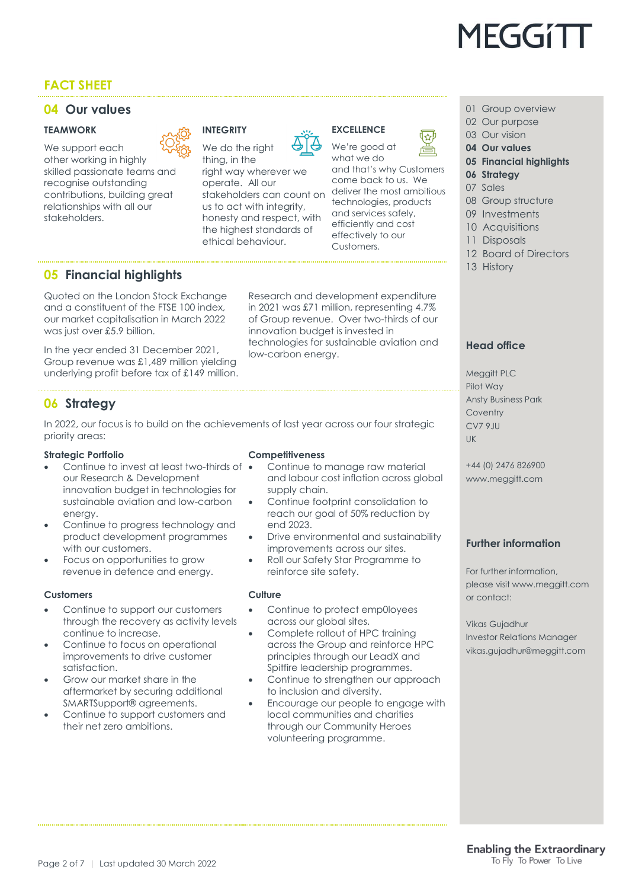# MEGGITT

## FACT SHEET

## 04 Our values

### TEAMWORK

We support each other working in highly skilled passionate teams and recognise outstanding contributions, building great relationships with all our stakeholders.

### INTEGRITY

We do the right thing, in the right way wherever we operate. All our stakeholders can count on us to act with integrity, honesty and respect, with the highest standards of ethical behaviour.

### EXCELLENCE

We're good at what we do and that's why Customers come back to us. We deliver the most ambitious technologies, products and services safely, efficiently and cost effectively to our Customers.

## 05 Financial highlights

Quoted on the London Stock Exchange and a constituent of the FTSE 100 index, our market capitalisation in March 2022 was just over £5.9 billion.

In the year ended 31 December 2021, Group revenue was £1,489 million yielding underlying profit before tax of £149 million.

Research and development expenditure in 2021 was £71 million, representing 4.7% of Group revenue. Over two-thirds of our innovation budget is invested in technologies for sustainable aviation and low-carbon energy.

## 06 Strategy

In 2022, our focus is to build on the achievements of last year across our four strategic priority areas:

### Strategic Portfolio

- Continue to invest at least two-thirds of our Research & Development innovation budget in technologies for sustainable aviation and low-carbon energy.
- Continue to progress technology and product development programmes with our customers.
- Focus on opportunities to grow revenue in defence and energy.

### Customers

- Continue to support our customers through the recovery as activity levels continue to increase.
- Continue to focus on operational improvements to drive customer satisfaction.
- Grow our market share in the aftermarket by securing additional SMARTSupport® agreements.
- Continue to support customers and their net zero ambitions.

### Competitiveness

- Continue to manage raw material and labour cost inflation across global supply chain.
- Continue footprint consolidation to reach our goal of 50% reduction by end 2023.
- Drive environmental and sustainability improvements across our sites.
- Roll our Safety Star Programme to reinforce site safety.

### Culture

- Continue to protect emp0loyees across our global sites.
- Complete rollout of HPC training across the Group and reinforce HPC principles through our LeadX and Spitfire leadership programmes.
- Continue to strengthen our approach to inclusion and diversity.
- Encourage our people to engage with local communities and charities through our Community Heroes volunteering programme.

---

01 Group overview
02 Our purpose
03 Our vision
**04 Our values**
**05 Financial highlights**
**06 Strategy**
07 Sales
08 Group structure
09 Investments
10 Acquisitions
11 Disposals
12 Board of Directors
13 History

### Head office

Meggitt PLC
Pilot Way
Ansty Business Park
Coventry
CV7 9JU
UK

+44 (0) 2476 826900
www.meggitt.com

### Further information

For further information, please visit www.meggitt.com or contact:

Vikas Gujadhur
Investor Relations Manager
vikas.gujadhur@meggitt.com

Last updated 30 March 2022

**Enabling the Extraordinary**
To Fly To Power To Live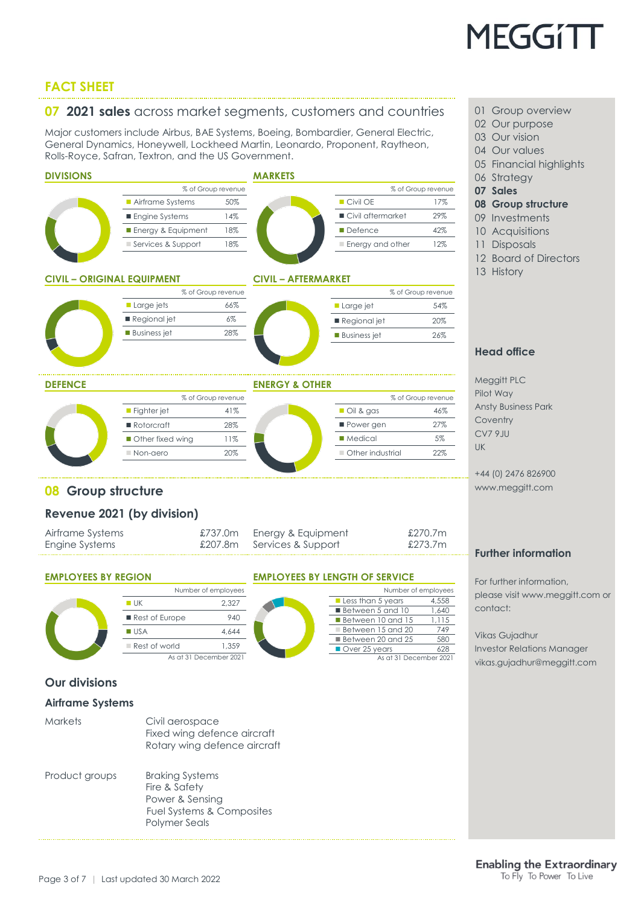MEGGiTT

## FACT SHEET

## 07 2021 sales across market segments, customers and countries

Major customers include Airbus, BAE Systems, Boeing, Bombardier, General Electric, General Dynamics, Honeywell, Lockheed Martin, Leonardo, Proponent, Raytheon, Rolls-Royce, Safran, Textron, and the US Government.

### DIVISIONS

| | % of Group revenue |
|---|---|
| Airframe Systems | 50% |
| Engine Systems | 14% |
| Energy & Equipment | 18% |
| Services & Support | 18% |

### MARKETS

| | % of Group revenue |
|---|---|
| Civil OE | 17% |
| Civil aftermarket | 29% |
| Defence | 42% |
| Energy and other | 12% |

### CIVIL – ORIGINAL EQUIPMENT

| | % of Group revenue |
|---|---|
| Large jets | 66% |
| Regional jet | 6% |
| Business jet | 28% |

### CIVIL – AFTERMARKET

| | % of Group revenue |
|---|---|
| Large jet | 54% |
| Regional jet | 20% |
| Business jet | 26% |

### DEFENCE

| | % of Group revenue |
|---|---|
| Fighter jet | 41% |
| Rotorcraft | 28% |
| Other fixed wing | 11% |
| Non-aero | 20% |

### ENERGY & OTHER

| | % of Group revenue |
|---|---|
| Oil & gas | 46% |
| Power gen | 27% |
| Medical | 5% |
| Other industrial | 22% |

## 08 Group structure

### Revenue 2021 (by division)

| | | | |
|---|---|---|---|
| Airframe Systems | £737.0m | Energy & Equipment | £270.7m |
| Engine Systems | £207.8m | Services & Support | £273.7m |

### EMPLOYEES BY REGION

| | Number of employees |
|---|---|
| UK | 2,327 |
| Rest of Europe | 940 |
| USA | 4,644 |
| Rest of world | 1,359 |

As at 31 December 2021

### EMPLOYEES BY LENGTH OF SERVICE

| | Number of employees |
|---|---|
| Less than 5 years | 4,558 |
| Between 5 and 10 | 1,640 |
| Between 10 and 15 | 1,115 |
| Between 15 and 20 | 749 |
| Between 20 and 25 | 580 |
| Over 25 years | 628 |

As at 31 December 2021

### Our divisions

#### Airframe Systems

**Markets**

Civil aerospace
Fixed wing defence aircraft
Rotary wing defence aircraft

**Product groups**

Braking Systems
Fire & Safety
Power & Sensing
Fuel Systems & Composites
Polymer Seals

---

01 Group overview
02 Our purpose
03 Our vision
04 Our values
05 Financial highlights
06 Strategy
**07 Sales**
**08 Group structure**
09 Investments
10 Acquisitions
11 Disposals
12 Board of Directors
13 History

### Head office

Meggitt PLC
Pilot Way
Ansty Business Park
Coventry
CV7 9JU
UK

+44 (0) 2476 826900
www.meggitt.com

### Further information

For further information, please visit www.meggitt.com or contact:

Vikas Gujadhur
Investor Relations Manager
vikas.gujadhur@meggitt.com

**Enabling the Extraordinary**
To Fly To Power To Live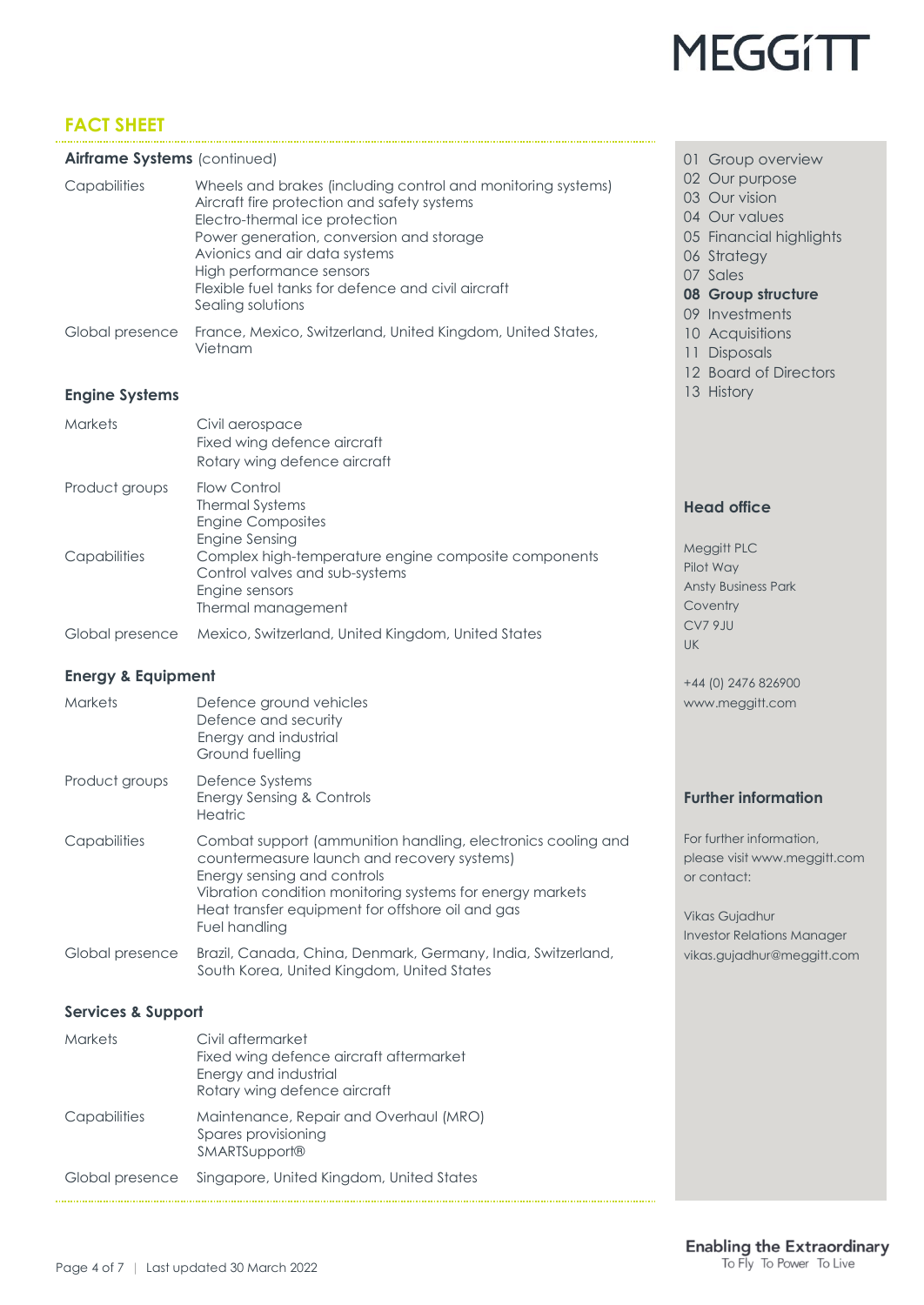## FACT SHEET

### Airframe Systems (continued)

| | |
|---|---|
| Capabilities | Wheels and brakes (including control and monitoring systems)<br>Aircraft fire protection and safety systems<br>Electro-thermal ice protection<br>Power generation, conversion and storage<br>Avionics and air data systems<br>High performance sensors<br>Flexible fuel tanks for defence and civil aircraft<br>Sealing solutions |
| Global presence | France, Mexico, Switzerland, United Kingdom, United States, Vietnam |

### Engine Systems

| | |
|---|---|
| Markets | Civil aerospace<br>Fixed wing defence aircraft<br>Rotary wing defence aircraft |
| Product groups | Flow Control<br>Thermal Systems<br>Engine Composites<br>Engine Sensing |
| Capabilities | Complex high-temperature engine composite components<br>Control valves and sub-systems<br>Engine sensors<br>Thermal management |
| Global presence | Mexico, Switzerland, United Kingdom, United States |

### Energy & Equipment

| | |
|---|---|
| Markets | Defence ground vehicles<br>Defence and security<br>Energy and industrial<br>Ground fuelling |
| Product groups | Defence Systems<br>Energy Sensing & Controls<br>Heatric |
| Capabilities | Combat support (ammunition handling, electronics cooling and countermeasure launch and recovery systems)<br>Energy sensing and controls<br>Vibration condition monitoring systems for energy markets<br>Heat transfer equipment for offshore oil and gas<br>Fuel handling |
| Global presence | Brazil, Canada, China, Denmark, Germany, India, Switzerland, South Korea, United Kingdom, United States |

### Services & Support

| | |
|---|---|
| Markets | Civil aftermarket<br>Fixed wing defence aircraft aftermarket<br>Energy and industrial<br>Rotary wing defence aircraft |
| Capabilities | Maintenance, Repair and Overhaul (MRO)<br>Spares provisioning<br>SMARTSupport® |
| Global presence | Singapore, United Kingdom, United States |

01 Group overview
02 Our purpose
03 Our vision
04 Our values
05 Financial highlights
06 Strategy
07 Sales
**08 Group structure**
09 Investments
10 Acquisitions
11 Disposals
12 Board of Directors
13 History

### Head office

Meggitt PLC
Pilot Way
Ansty Business Park
Coventry
CV7 9JU
UK

+44 (0) 2476 826900
www.meggitt.com

### Further information

For further information, please visit www.meggitt.com or contact:

Vikas Gujadhur
Investor Relations Manager
vikas.gujadhur@meggitt.com

**Enabling the Extraordinary**
To Fly To Power To Live

Last updated 30 March 2022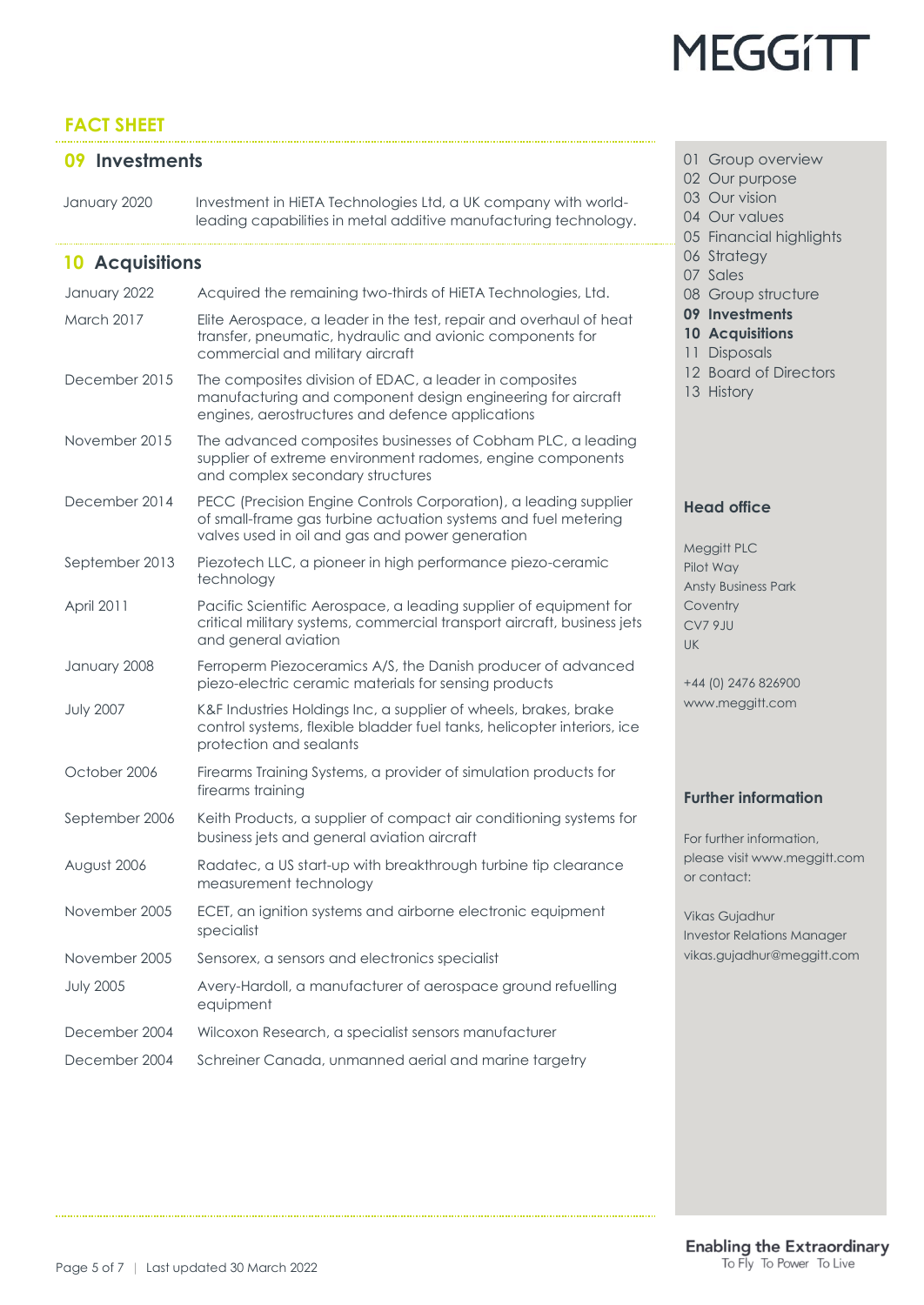# MEGGiTT

## FACT SHEET

## 09 Investments

| | |
|---|---|
| January 2020 | Investment in HiETA Technologies Ltd, a UK company with world-leading capabilities in metal additive manufacturing technology. |

## 10 Acquisitions

| | |
|---|---|
| January 2022 | Acquired the remaining two-thirds of HiETA Technologies, Ltd. |
| March 2017 | Elite Aerospace, a leader in the test, repair and overhaul of heat transfer, pneumatic, hydraulic and avionic components for commercial and military aircraft |
| December 2015 | The composites division of EDAC, a leader in composites manufacturing and component design engineering for aircraft engines, aerostructures and defence applications |
| November 2015 | The advanced composites businesses of Cobham PLC, a leading supplier of extreme environment radomes, engine components and complex secondary structures |
| December 2014 | PECC (Precision Engine Controls Corporation), a leading supplier of small-frame gas turbine actuation systems and fuel metering valves used in oil and gas and power generation |
| September 2013 | Piezotech LLC, a pioneer in high performance piezo-ceramic technology |
| April 2011 | Pacific Scientific Aerospace, a leading supplier of equipment for critical military systems, commercial transport aircraft, business jets and general aviation |
| January 2008 | Ferroperm Piezoceramics A/S, the Danish producer of advanced piezo-electric ceramic materials for sensing products |
| July 2007 | K&F Industries Holdings Inc, a supplier of wheels, brakes, brake control systems, flexible bladder fuel tanks, helicopter interiors, ice protection and sealants |
| October 2006 | Firearms Training Systems, a provider of simulation products for firearms training |
| September 2006 | Keith Products, a supplier of compact air conditioning systems for business jets and general aviation aircraft |
| August 2006 | Radatec, a US start-up with breakthrough turbine tip clearance measurement technology |
| November 2005 | ECET, an ignition systems and airborne electronic equipment specialist |
| November 2005 | Sensorex, a sensors and electronics specialist |
| July 2005 | Avery-Hardoll, a manufacturer of aerospace ground refuelling equipment |
| December 2004 | Wilcoxon Research, a specialist sensors manufacturer |
| December 2004 | Schreiner Canada, unmanned aerial and marine targetry |

01 Group overview
02 Our purpose
03 Our vision
04 Our values
05 Financial highlights
06 Strategy
07 Sales
08 Group structure
**09 Investments**
**10 Acquisitions**
11 Disposals
12 Board of Directors
13 History

### Head office

Meggitt PLC
Pilot Way
Ansty Business Park
Coventry
CV7 9JU
UK

+44 (0) 2476 826900
www.meggitt.com

### Further information

For further information, please visit www.meggitt.com or contact:

Vikas Gujadhur
Investor Relations Manager
vikas.gujadhur@meggitt.com

**Enabling the Extraordinary**
To Fly To Power To Live

Last updated 30 March 2022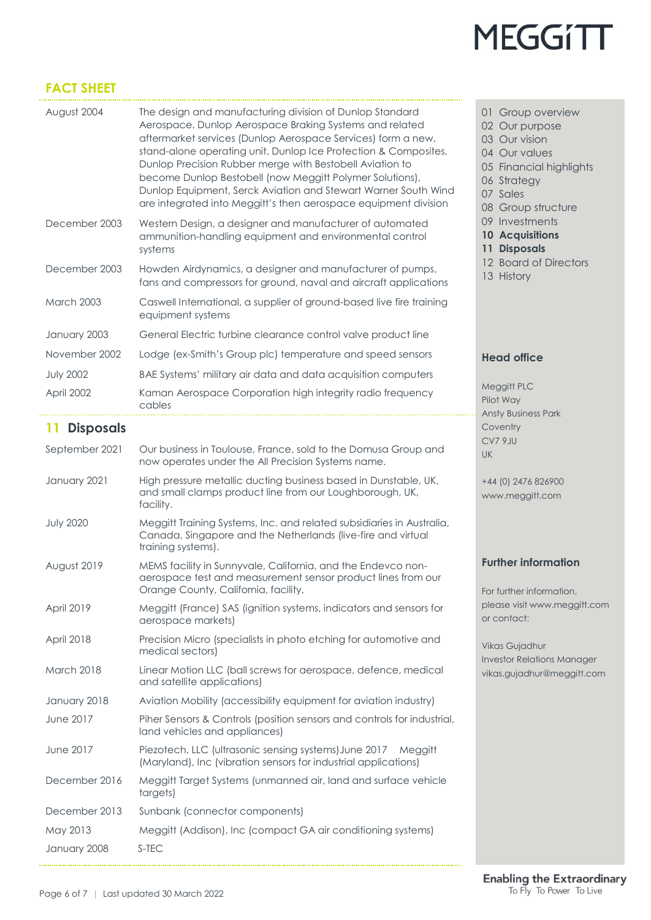# MEGGiTT

## FACT SHEET

| | |
|---|---|
| August 2004 | The design and manufacturing division of Dunlop Standard Aerospace. Dunlop Aerospace Braking Systems and related aftermarket services (Dunlop Aerospace Services) form a new, stand-alone operating unit. Dunlop Ice Protection & Composites, Dunlop Precision Rubber merge with Bestobell Aviation to become Dunlop Bestobell (now Meggitt Polymer Solutions), Dunlop Equipment, Serck Aviation and Stewart Warner South Wind are integrated into Meggitt's then aerospace equipment division |
| December 2003 | Western Design, a designer and manufacturer of automated ammunition-handling equipment and environmental control systems |
| December 2003 | Howden Airdynamics, a designer and manufacturer of pumps, fans and compressors for ground, naval and aircraft applications |
| March 2003 | Caswell International, a supplier of ground-based live fire training equipment systems |
| January 2003 | General Electric turbine clearance control valve product line |
| November 2002 | Lodge (ex-Smith's Group plc) temperature and speed sensors |
| July 2002 | BAE Systems' military air data and data acquisition computers |
| April 2002 | Kaman Aerospace Corporation high integrity radio frequency cables |

## 11 Disposals

| | |
|---|---|
| September 2021 | Our business in Toulouse, France, sold to the Domusa Group and now operates under the All Precision Systems name. |
| January 2021 | High pressure metallic ducting business based in Dunstable, UK, and small clamps product line from our Loughborough, UK, facility. |
| July 2020 | Meggitt Training Systems, Inc. and related subsidiaries in Australia, Canada, Singapore and the Netherlands (live-fire and virtual training systems). |
| August 2019 | MEMS facility in Sunnyvale, California, and the Endevco non-aerospace test and measurement sensor product lines from our Orange County, California, facility. |
| April 2019 | Meggitt (France) SAS (ignition systems, indicators and sensors for aerospace markets) |
| April 2018 | Precision Micro (specialists in photo etching for automotive and medical sectors) |
| March 2018 | Linear Motion LLC (ball screws for aerospace, defence, medical and satellite applications) |
| January 2018 | Aviation Mobility (accessibility equipment for aviation industry) |
| June 2017 | Piher Sensors & Controls (position sensors and controls for industrial, land vehicles and appliances) |
| June 2017 | Piezotech, LLC (ultrasonic sensing systems) June 2017 Meggitt (Maryland), Inc (vibration sensors for industrial applications) |
| December 2016 | Meggitt Target Systems (unmanned air, land and surface vehicle targets) |
| December 2013 | Sunbank (connector components) |
| May 2013 | Meggitt (Addison), Inc (compact GA air conditioning systems) |
| January 2008 | S-TEC |

---

01 Group overview
02 Our purpose
03 Our vision
04 Our values
05 Financial highlights
06 Strategy
07 Sales
08 Group structure
09 Investments
**10 Acquisitions**
**11 Disposals**
12 Board of Directors
13 History

### Head office

Meggitt PLC
Pilot Way
Ansty Business Park
Coventry
CV7 9JU
UK

+44 (0) 2476 826900
www.meggitt.com

### Further information

For further information, please visit www.meggitt.com or contact:

Vikas Gujadhur
Investor Relations Manager
vikas.gujadhur@meggitt.com

**Enabling the Extraordinary**
To Fly To Power To Live

Last updated 30 March 2022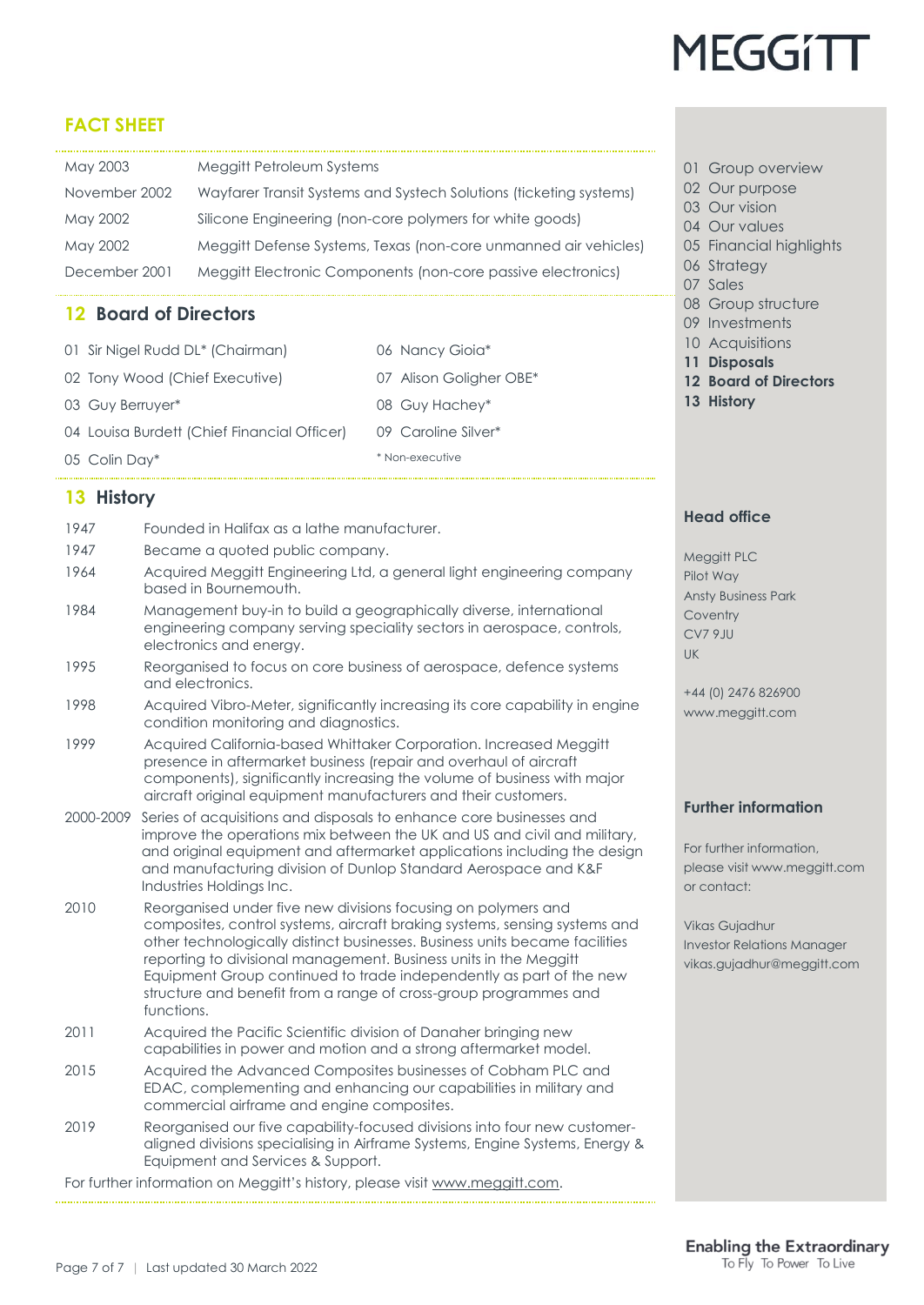# MEGGiTT

## FACT SHEET

| | |
|---|---|
| May 2003 | Meggitt Petroleum Systems |
| November 2002 | Wayfarer Transit Systems and Systech Solutions (ticketing systems) |
| May 2002 | Silicone Engineering (non-core polymers for white goods) |
| May 2002 | Meggitt Defense Systems, Texas (non-core unmanned air vehicles) |
| December 2001 | Meggitt Electronic Components (non-core passive electronics) |

## 12 Board of Directors

01 Sir Nigel Rudd DL* (Chairman)
02 Tony Wood (Chief Executive)
03 Guy Berruyer*
04 Louisa Burdett (Chief Financial Officer)
05 Colin Day*
06 Nancy Gioia*
07 Alison Goligher OBE*
08 Guy Hachey*
09 Caroline Silver*

\* Non-executive

## 13 History

| | |
|---|---|
| 1947 | Founded in Halifax as a lathe manufacturer. |
| 1947 | Became a quoted public company. |
| 1964 | Acquired Meggitt Engineering Ltd, a general light engineering company based in Bournemouth. |
| 1984 | Management buy-in to build a geographically diverse, international engineering company serving speciality sectors in aerospace, controls, electronics and energy. |
| 1995 | Reorganised to focus on core business of aerospace, defence systems and electronics. |
| 1998 | Acquired Vibro-Meter, significantly increasing its core capability in engine condition monitoring and diagnostics. |
| 1999 | Acquired California-based Whittaker Corporation. Increased Meggitt presence in aftermarket business (repair and overhaul of aircraft components), significantly increasing the volume of business with major aircraft original equipment manufacturers and their customers. |
| 2000-2009 | Series of acquisitions and disposals to enhance core businesses and improve the operations mix between the UK and US and civil and military, and original equipment and aftermarket applications including the design and manufacturing division of Dunlop Standard Aerospace and K&F Industries Holdings Inc. |
| 2010 | Reorganised under five new divisions focusing on polymers and composites, control systems, aircraft braking systems, sensing systems and other technologically distinct businesses. Business units became facilities reporting to divisional management. Business units in the Meggitt Equipment Group continued to trade independently as part of the new structure and benefit from a range of cross-group programmes and functions. |
| 2011 | Acquired the Pacific Scientific division of Danaher bringing new capabilities in power and motion and a strong aftermarket model. |
| 2015 | Acquired the Advanced Composites businesses of Cobham PLC and EDAC, complementing and enhancing our capabilities in military and commercial airframe and engine composites. |
| 2019 | Reorganised our five capability-focused divisions into four new customer-aligned divisions specialising in Airframe Systems, Engine Systems, Energy & Equipment and Services & Support. |

For further information on Meggitt's history, please visit www.meggitt.com.

01 Group overview
02 Our purpose
03 Our vision
04 Our values
05 Financial highlights
06 Strategy
07 Sales
08 Group structure
09 Investments
10 Acquisitions
**11 Disposals**
**12 Board of Directors**
**13 History**

### Head office

Meggitt PLC
Pilot Way
Ansty Business Park
Coventry
CV7 9JU
UK

+44 (0) 2476 826900
www.meggitt.com

### Further information

For further information, please visit www.meggitt.com or contact:

Vikas Gujadhur
Investor Relations Manager
vikas.gujadhur@meggitt.com

Last updated 30 March 2022

**Enabling the Extraordinary**
To Fly To Power To Live